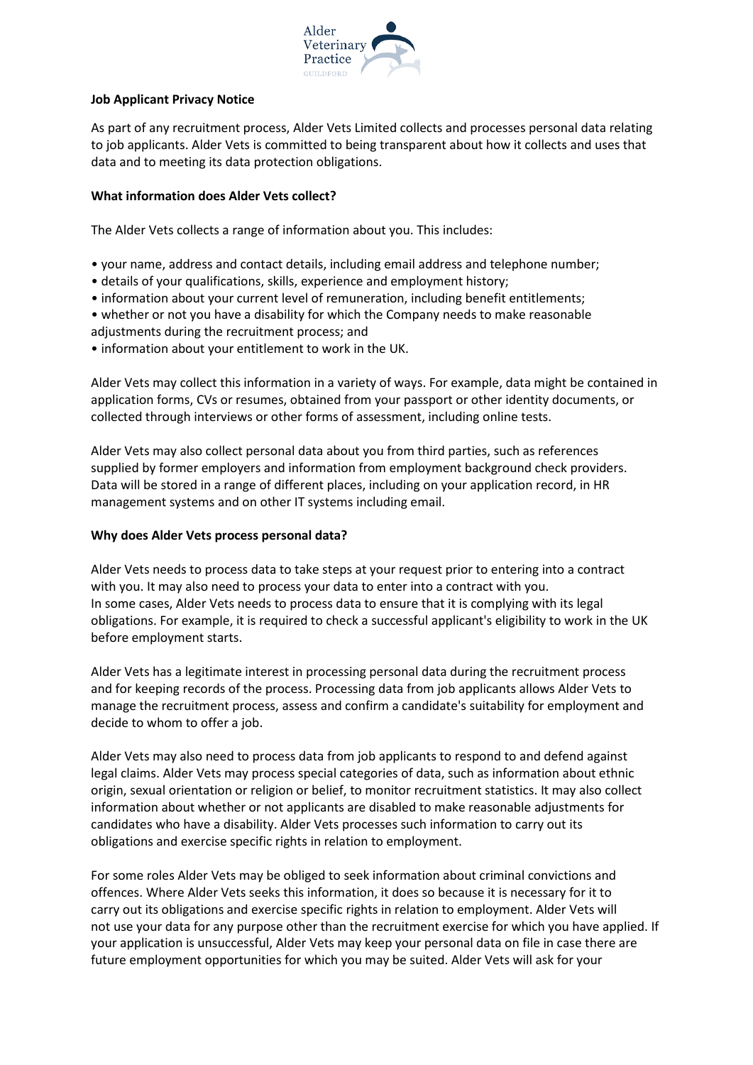Alder Veterinary Practice
GUILDFORD

**Job Applicant Privacy Notice**

As part of any recruitment process, Alder Vets Limited collects and processes personal data relating to job applicants. Alder Vets is committed to being transparent about how it collects and uses that data and to meeting its data protection obligations.

**What information does Alder Vets collect?**

The Alder Vets collects a range of information about you. This includes:

- your name, address and contact details, including email address and telephone number;
- details of your qualifications, skills, experience and employment history;
- information about your current level of remuneration, including benefit entitlements;
- whether or not you have a disability for which the Company needs to make reasonable adjustments during the recruitment process; and
- information about your entitlement to work in the UK.

Alder Vets may collect this information in a variety of ways. For example, data might be contained in application forms, CVs or resumes, obtained from your passport or other identity documents, or collected through interviews or other forms of assessment, including online tests.

Alder Vets may also collect personal data about you from third parties, such as references supplied by former employers and information from employment background check providers. Data will be stored in a range of different places, including on your application record, in HR management systems and on other IT systems including email.

**Why does Alder Vets process personal data?**

Alder Vets needs to process data to take steps at your request prior to entering into a contract with you. It may also need to process your data to enter into a contract with you.
In some cases, Alder Vets needs to process data to ensure that it is complying with its legal obligations. For example, it is required to check a successful applicant's eligibility to work in the UK before employment starts.

Alder Vets has a legitimate interest in processing personal data during the recruitment process and for keeping records of the process. Processing data from job applicants allows Alder Vets to manage the recruitment process, assess and confirm a candidate's suitability for employment and decide to whom to offer a job.

Alder Vets may also need to process data from job applicants to respond to and defend against legal claims. Alder Vets may process special categories of data, such as information about ethnic origin, sexual orientation or religion or belief, to monitor recruitment statistics. It may also collect information about whether or not applicants are disabled to make reasonable adjustments for candidates who have a disability. Alder Vets processes such information to carry out its obligations and exercise specific rights in relation to employment.

For some roles Alder Vets may be obliged to seek information about criminal convictions and offences. Where Alder Vets seeks this information, it does so because it is necessary for it to carry out its obligations and exercise specific rights in relation to employment. Alder Vets will not use your data for any purpose other than the recruitment exercise for which you have applied. If your application is unsuccessful, Alder Vets may keep your personal data on file in case there are future employment opportunities for which you may be suited. Alder Vets will ask for your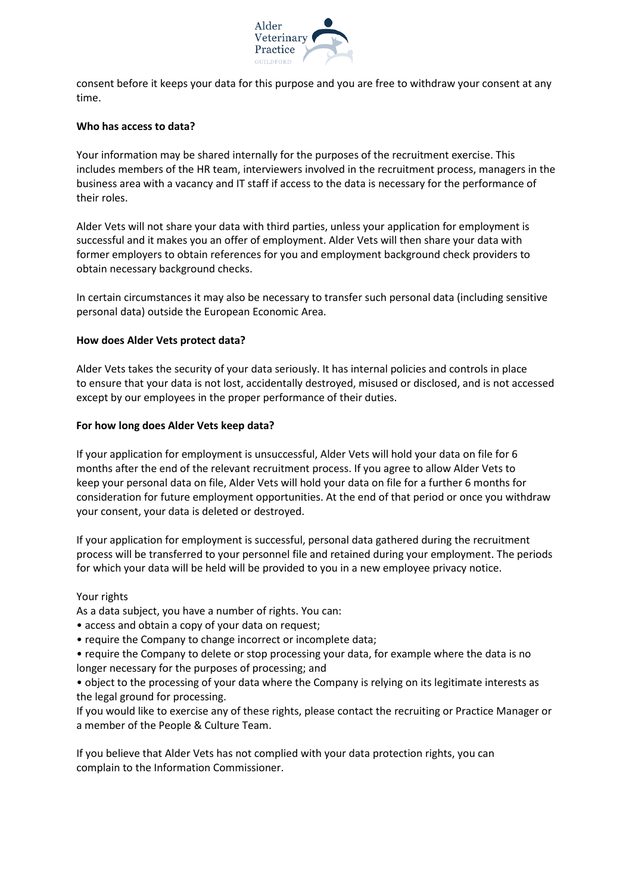consent before it keeps your data for this purpose and you are free to withdraw your consent at any time.

**Who has access to data?**

Your information may be shared internally for the purposes of the recruitment exercise. This includes members of the HR team, interviewers involved in the recruitment process, managers in the business area with a vacancy and IT staff if access to the data is necessary for the performance of their roles.

Alder Vets will not share your data with third parties, unless your application for employment is successful and it makes you an offer of employment. Alder Vets will then share your data with former employers to obtain references for you and employment background check providers to obtain necessary background checks.

In certain circumstances it may also be necessary to transfer such personal data (including sensitive personal data) outside the European Economic Area.

**How does Alder Vets protect data?**

Alder Vets takes the security of your data seriously. It has internal policies and controls in place to ensure that your data is not lost, accidentally destroyed, misused or disclosed, and is not accessed except by our employees in the proper performance of their duties.

**For how long does Alder Vets keep data?**

If your application for employment is unsuccessful, Alder Vets will hold your data on file for 6 months after the end of the relevant recruitment process. If you agree to allow Alder Vets to keep your personal data on file, Alder Vets will hold your data on file for a further 6 months for consideration for future employment opportunities. At the end of that period or once you withdraw your consent, your data is deleted or destroyed.

If your application for employment is successful, personal data gathered during the recruitment process will be transferred to your personnel file and retained during your employment. The periods for which your data will be held will be provided to you in a new employee privacy notice.

Your rights

As a data subject, you have a number of rights. You can:

- access and obtain a copy of your data on request;
- require the Company to change incorrect or incomplete data;
- require the Company to delete or stop processing your data, for example where the data is no longer necessary for the purposes of processing; and
- object to the processing of your data where the Company is relying on its legitimate interests as the legal ground for processing.

If you would like to exercise any of these rights, please contact the recruiting or Practice Manager or a member of the People & Culture Team.

If you believe that Alder Vets has not complied with your data protection rights, you can complain to the Information Commissioner.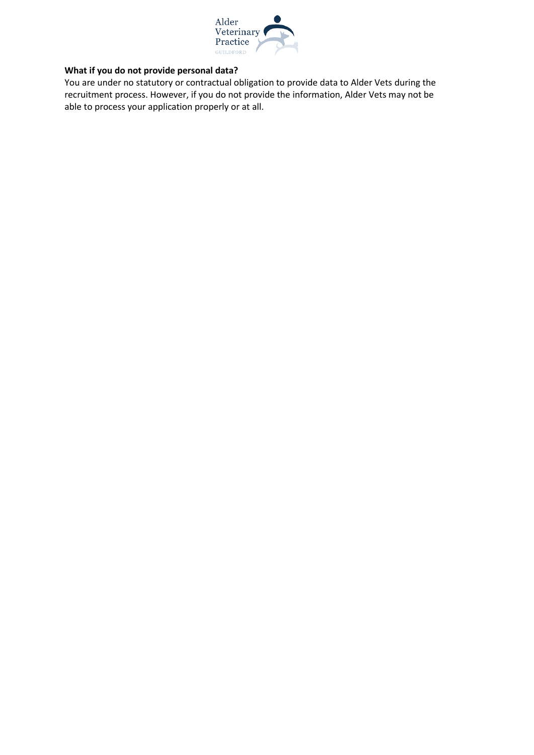**What if you do not provide personal data?**

You are under no statutory or contractual obligation to provide data to Alder Vets during the recruitment process. However, if you do not provide the information, Alder Vets may not be able to process your application properly or at all.